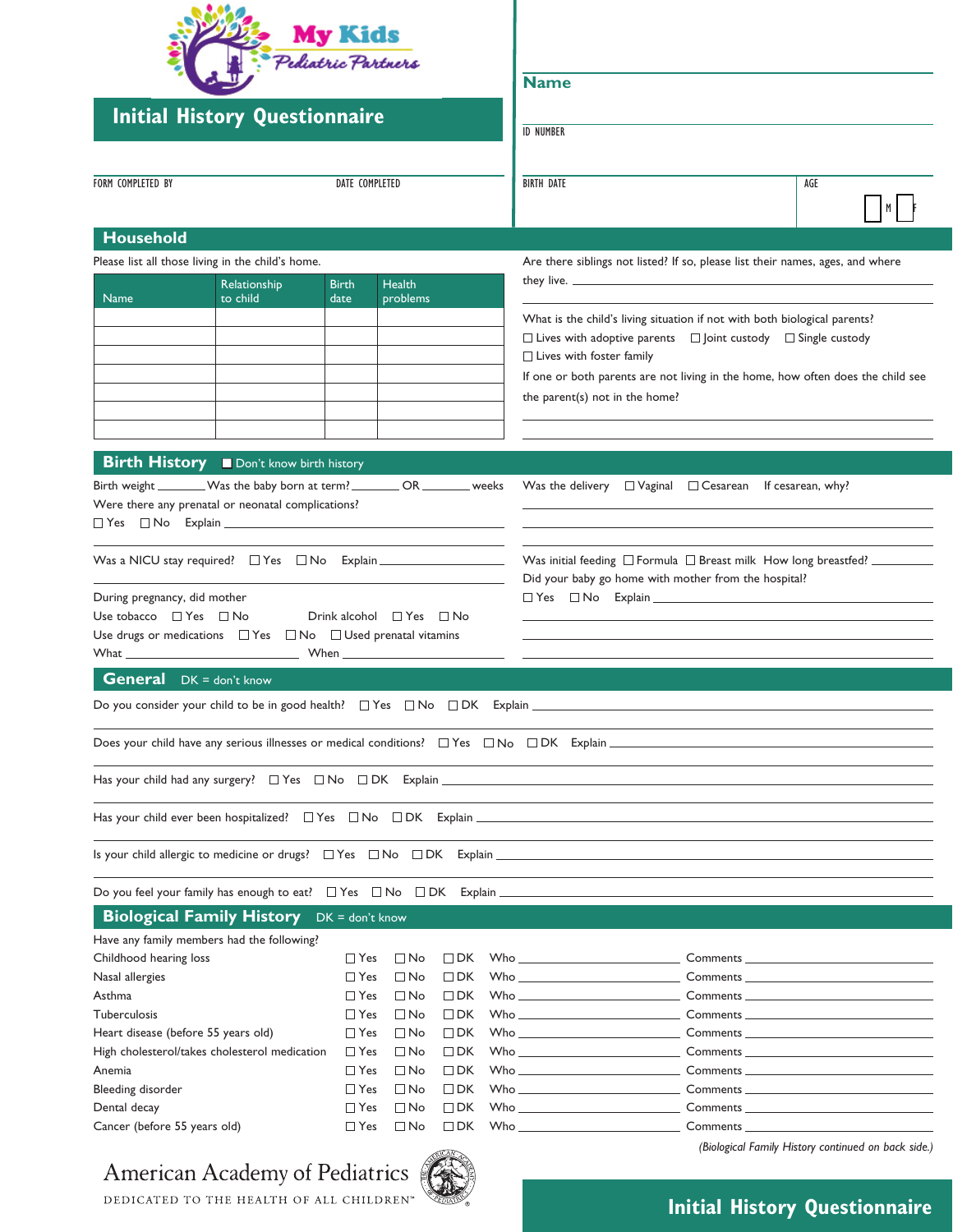My Kids Pediatric Partners

# Initial History Questionnaire

**Name**

ID NUMBER

FORM COMPLETED BY | DATE COMPLETED

BIRTH DATE | AGE | ☐ M ☐ F

## Household

Please list all those living in the child's home.

| Name | Relationship to child | Birth date | Health problems |
|---|---|---|---|
| | | | |
| | | | |
| | | | |
| | | | |
| | | | |
| | | | |
| | | | |

Are there siblings not listed? If so, please list their names, ages, and where they live. ______________________

What is the child's living situation if not with both biological parents?
☐ Lives with adoptive parents ☐ Joint custody ☐ Single custody
☐ Lives with foster family

If one or both parents are not living in the home, how often does the child see the parent(s) not in the home?

______________________

## Birth History ☐ Don't know birth history

Birth weight ______ Was the baby born at term? ______ OR ______ weeks

Were there any prenatal or neonatal complications?
☐ Yes ☐ No Explain ______________________

Was a NICU stay required? ☐ Yes ☐ No Explain ______________________

During pregnancy, did mother
Use tobacco ☐ Yes ☐ No Drink alcohol ☐ Yes ☐ No
Use drugs or medications ☐ Yes ☐ No ☐ Used prenatal vitamins
What ______________ When ______________

Was the delivery ☐ Vaginal ☐ Cesarean If cesarean, why?

______________________

Was initial feeding ☐ Formula ☐ Breast milk How long breastfed? ______

Did your baby go home with mother from the hospital?
☐ Yes ☐ No Explain ______________________

## General DK = don't know

Do you consider your child to be in good health? ☐ Yes ☐ No ☐ DK Explain ______________________

Does your child have any serious illnesses or medical conditions? ☐ Yes ☐ No ☐ DK Explain ______________________

Has your child had any surgery? ☐ Yes ☐ No ☐ DK Explain ______________________

Has your child ever been hospitalized? ☐ Yes ☐ No ☐ DK Explain ______________________

Is your child allergic to medicine or drugs? ☐ Yes ☐ No ☐ DK Explain ______________________

Do you feel your family has enough to eat? ☐ Yes ☐ No ☐ DK Explain ______________________

## Biological Family History DK = don't know

Have any family members had the following?

| Condition | Yes | No | DK | Who | Comments |
|---|---|---|---|---|---|
| Childhood hearing loss | ☐ | ☐ | ☐ | | |
| Nasal allergies | ☐ | ☐ | ☐ | | |
| Asthma | ☐ | ☐ | ☐ | | |
| Tuberculosis | ☐ | ☐ | ☐ | | |
| Heart disease (before 55 years old) | ☐ | ☐ | ☐ | | |
| High cholesterol/takes cholesterol medication | ☐ | ☐ | ☐ | | |
| Anemia | ☐ | ☐ | ☐ | | |
| Bleeding disorder | ☐ | ☐ | ☐ | | |
| Dental decay | ☐ | ☐ | ☐ | | |
| Cancer (before 55 years old) | ☐ | ☐ | ☐ | | |

*(Biological Family History continued on back side.)*

American Academy of Pediatrics
DEDICATED TO THE HEALTH OF ALL CHILDREN™

**Initial History Questionnaire**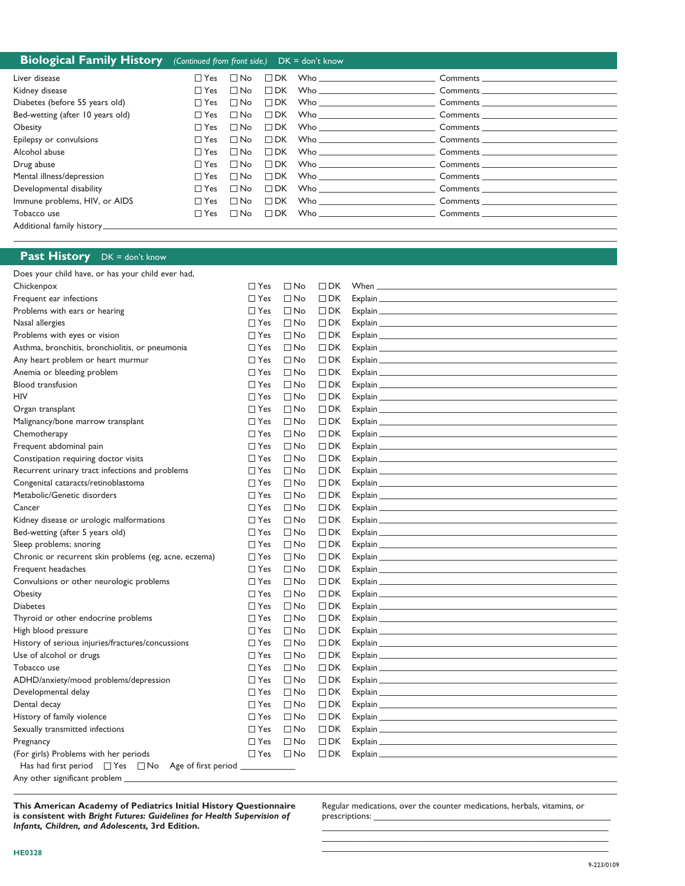## Biological Family History *(Continued from front side.)* DK = don't know

| | | | | | |
|---|---|---|---|---|---|
| Liver disease | ☐ Yes | ☐ No | ☐ DK | Who ______ | Comments ______ |
| Kidney disease | ☐ Yes | ☐ No | ☐ DK | Who ______ | Comments ______ |
| Diabetes (before 55 years old) | ☐ Yes | ☐ No | ☐ DK | Who ______ | Comments ______ |
| Bed-wetting (after 10 years old) | ☐ Yes | ☐ No | ☐ DK | Who ______ | Comments ______ |
| Obesity | ☐ Yes | ☐ No | ☐ DK | Who ______ | Comments ______ |
| Epilepsy or convulsions | ☐ Yes | ☐ No | ☐ DK | Who ______ | Comments ______ |
| Alcohol abuse | ☐ Yes | ☐ No | ☐ DK | Who ______ | Comments ______ |
| Drug abuse | ☐ Yes | ☐ No | ☐ DK | Who ______ | Comments ______ |
| Mental illness/depression | ☐ Yes | ☐ No | ☐ DK | Who ______ | Comments ______ |
| Developmental disability | ☐ Yes | ☐ No | ☐ DK | Who ______ | Comments ______ |
| Immune problems, HIV, or AIDS | ☐ Yes | ☐ No | ☐ DK | Who ______ | Comments ______ |
| Tobacco use | ☐ Yes | ☐ No | ☐ DK | Who ______ | Comments ______ |

Additional family history ______

## Past History DK = don't know

Does your child have, or has your child ever had,

| | | | | |
|---|---|---|---|---|
| Chickenpox | ☐ Yes | ☐ No | ☐ DK | When ______ |
| Frequent ear infections | ☐ Yes | ☐ No | ☐ DK | Explain ______ |
| Problems with ears or hearing | ☐ Yes | ☐ No | ☐ DK | Explain ______ |
| Nasal allergies | ☐ Yes | ☐ No | ☐ DK | Explain ______ |
| Problems with eyes or vision | ☐ Yes | ☐ No | ☐ DK | Explain ______ |
| Asthma, bronchitis, bronchiolitis, or pneumonia | ☐ Yes | ☐ No | ☐ DK | Explain ______ |
| Any heart problem or heart murmur | ☐ Yes | ☐ No | ☐ DK | Explain ______ |
| Anemia or bleeding problem | ☐ Yes | ☐ No | ☐ DK | Explain ______ |
| Blood transfusion | ☐ Yes | ☐ No | ☐ DK | Explain ______ |
| HIV | ☐ Yes | ☐ No | ☐ DK | Explain ______ |
| Organ transplant | ☐ Yes | ☐ No | ☐ DK | Explain ______ |
| Malignancy/bone marrow transplant | ☐ Yes | ☐ No | ☐ DK | Explain ______ |
| Chemotherapy | ☐ Yes | ☐ No | ☐ DK | Explain ______ |
| Frequent abdominal pain | ☐ Yes | ☐ No | ☐ DK | Explain ______ |
| Constipation requiring doctor visits | ☐ Yes | ☐ No | ☐ DK | Explain ______ |
| Recurrent urinary tract infections and problems | ☐ Yes | ☐ No | ☐ DK | Explain ______ |
| Congenital cataracts/retinoblastoma | ☐ Yes | ☐ No | ☐ DK | Explain ______ |
| Metabolic/Genetic disorders | ☐ Yes | ☐ No | ☐ DK | Explain ______ |
| Cancer | ☐ Yes | ☐ No | ☐ DK | Explain ______ |
| Kidney disease or urologic malformations | ☐ Yes | ☐ No | ☐ DK | Explain ______ |
| Bed-wetting (after 5 years old) | ☐ Yes | ☐ No | ☐ DK | Explain ______ |
| Sleep problems; snoring | ☐ Yes | ☐ No | ☐ DK | Explain ______ |
| Chronic or recurrent skin problems (eg, acne, eczema) | ☐ Yes | ☐ No | ☐ DK | Explain ______ |
| Frequent headaches | ☐ Yes | ☐ No | ☐ DK | Explain ______ |
| Convulsions or other neurologic problems | ☐ Yes | ☐ No | ☐ DK | Explain ______ |
| Obesity | ☐ Yes | ☐ No | ☐ DK | Explain ______ |
| Diabetes | ☐ Yes | ☐ No | ☐ DK | Explain ______ |
| Thyroid or other endocrine problems | ☐ Yes | ☐ No | ☐ DK | Explain ______ |
| High blood pressure | ☐ Yes | ☐ No | ☐ DK | Explain ______ |
| History of serious injuries/fractures/concussions | ☐ Yes | ☐ No | ☐ DK | Explain ______ |
| Use of alcohol or drugs | ☐ Yes | ☐ No | ☐ DK | Explain ______ |
| Tobacco use | ☐ Yes | ☐ No | ☐ DK | Explain ______ |
| ADHD/anxiety/mood problems/depression | ☐ Yes | ☐ No | ☐ DK | Explain ______ |
| Developmental delay | ☐ Yes | ☐ No | ☐ DK | Explain ______ |
| Dental decay | ☐ Yes | ☐ No | ☐ DK | Explain ______ |
| History of family violence | ☐ Yes | ☐ No | ☐ DK | Explain ______ |
| Sexually transmitted infections | ☐ Yes | ☐ No | ☐ DK | Explain ______ |
| Pregnancy | ☐ Yes | ☐ No | ☐ DK | Explain ______ |
| (For girls) Problems with her periods | ☐ Yes | ☐ No | ☐ DK | Explain ______ |

Has had first period ☐ Yes ☐ No Age of first period ______

Any other significant problem ______

**This American Academy of Pediatrics Initial History Questionnaire is consistent with *Bright Futures: Guidelines for Health Supervision of Infants, Children, and Adolescents,* 3rd Edition.**

Regular medications, over the counter medications, herbals, vitamins, or prescriptions: ______

**HE0328**

9-223/0109